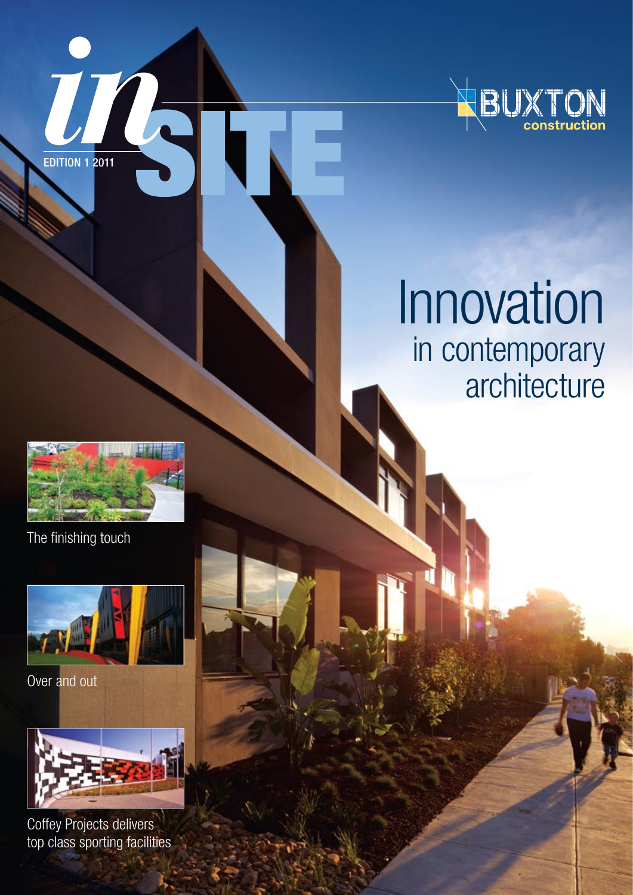# inSITE

EDITION 1 2011

BUXTON construction

## Innovation in contemporary architecture

The finishing touch

Over and out

Coffey Projects delivers top class sporting facilities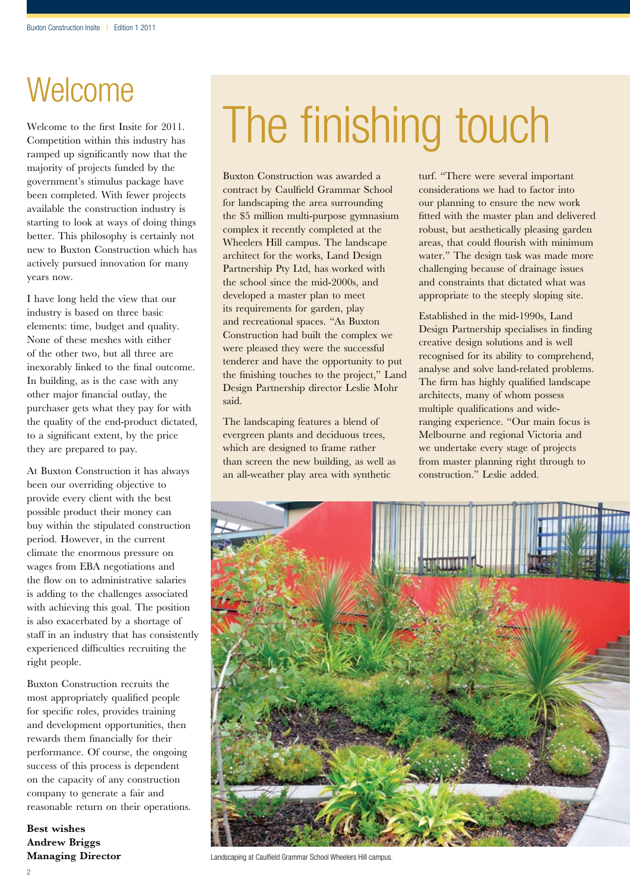# Welcome

Welcome to the first Insite for 2011. Competition within this industry has ramped up significantly now that the majority of projects funded by the government's stimulus package have been completed. With fewer projects available the construction industry is starting to look at ways of doing things better. This philosophy is certainly not new to Buxton Construction which has actively pursued innovation for many years now.

I have long held the view that our industry is based on three basic elements: time, budget and quality. None of these meshes with either of the other two, but all three are inexorably linked to the final outcome. In building, as is the case with any other major financial outlay, the purchaser gets what they pay for with the quality of the end-product dictated, to a significant extent, by the price they are prepared to pay.

At Buxton Construction it has always been our overriding objective to provide every client with the best possible product their money can buy within the stipulated construction period. However, in the current climate the enormous pressure on wages from EBA negotiations and the flow on to administrative salaries is adding to the challenges associated with achieving this goal. The position is also exacerbated by a shortage of staff in an industry that has consistently experienced difficulties recruiting the right people.

Buxton Construction recruits the most appropriately qualified people for specific roles, provides training and development opportunities, then rewards them financially for their performance. Of course, the ongoing success of this process is dependent on the capacity of any construction company to generate a fair and reasonable return on their operations.

**Best wishes**
**Andrew Briggs**
**Managing Director**

# The finishing touch

Buxton Construction was awarded a contract by Caulfield Grammar School for landscaping the area surrounding the $5 million multi-purpose gymnasium complex it recently completed at the Wheelers Hill campus. The landscape architect for the works, Land Design Partnership Pty Ltd, has worked with the school since the mid-2000s, and developed a master plan to meet its requirements for garden, play and recreational spaces. "As Buxton Construction had built the complex we were pleased they were the successful tenderer and have the opportunity to put the finishing touches to the project," Land Design Partnership director Leslie Mohr said.

The landscaping features a blend of evergreen plants and deciduous trees, which are designed to frame rather than screen the new building, as well as an all-weather play area with synthetic turf. "There were several important considerations we had to factor into our planning to ensure the new work fitted with the master plan and delivered robust, but aesthetically pleasing garden areas, that could flourish with minimum water." The design task was made more challenging because of drainage issues and constraints that dictated what was appropriate to the steeply sloping site.

Established in the mid-1990s, Land Design Partnership specialises in finding creative design solutions and is well recognised for its ability to comprehend, analyse and solve land-related problems. The firm has highly qualified landscape architects, many of whom possess multiple qualifications and wide-ranging experience. "Our main focus is Melbourne and regional Victoria and we undertake every stage of projects from master planning right through to construction." Leslie added.

Landscaping at Caulfield Grammar School Wheelers Hill campus.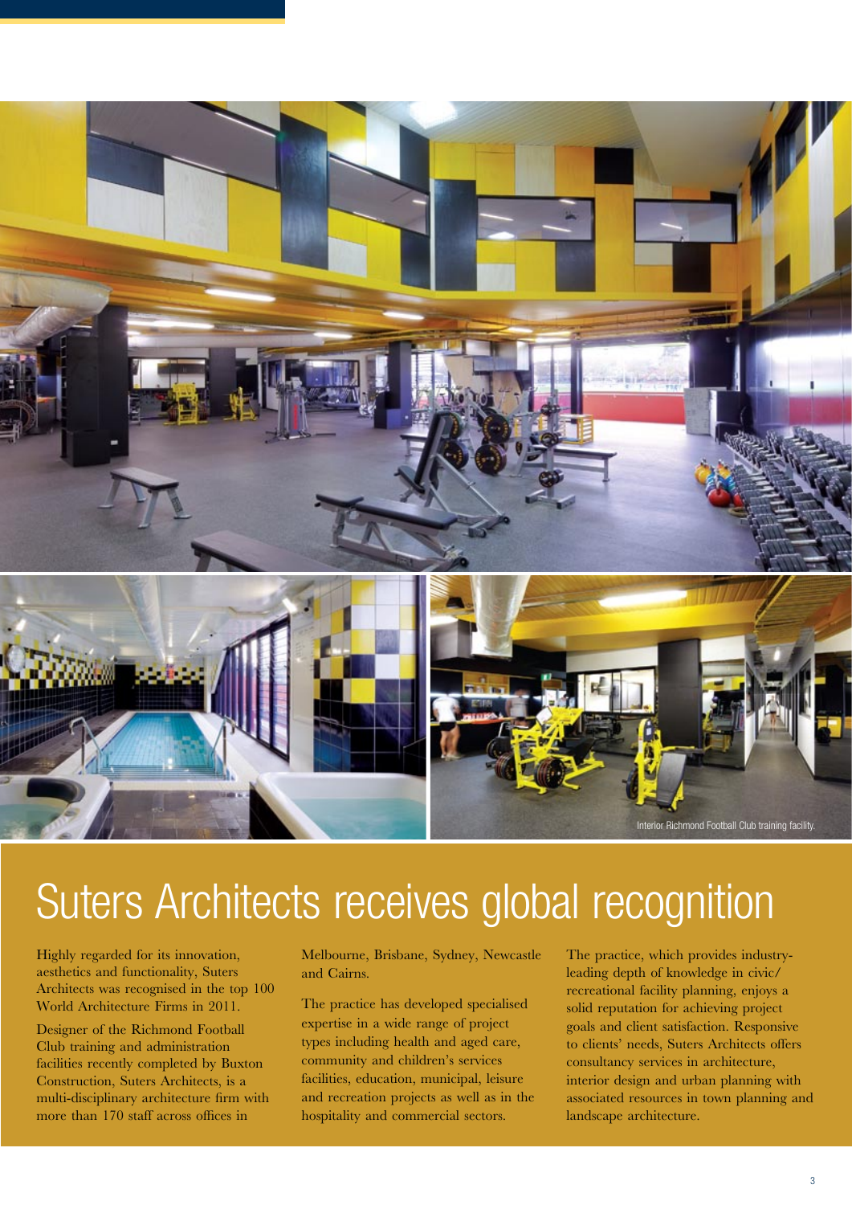Interior Richmond Football Club training facility.

# Suters Architects receives global recognition

Highly regarded for its innovation, aesthetics and functionality, Suters Architects was recognised in the top 100 World Architecture Firms in 2011.

Designer of the Richmond Football Club training and administration facilities recently completed by Buxton Construction, Suters Architects, is a multi-disciplinary architecture firm with more than 170 staff across offices in Melbourne, Brisbane, Sydney, Newcastle and Cairns.

The practice has developed specialised expertise in a wide range of project types including health and aged care, community and children's services facilities, education, municipal, leisure and recreation projects as well as in the hospitality and commercial sectors.

The practice, which provides industry-leading depth of knowledge in civic/recreational facility planning, enjoys a solid reputation for achieving project goals and client satisfaction. Responsive to clients' needs, Suters Architects offers consultancy services in architecture, interior design and urban planning with associated resources in town planning and landscape architecture.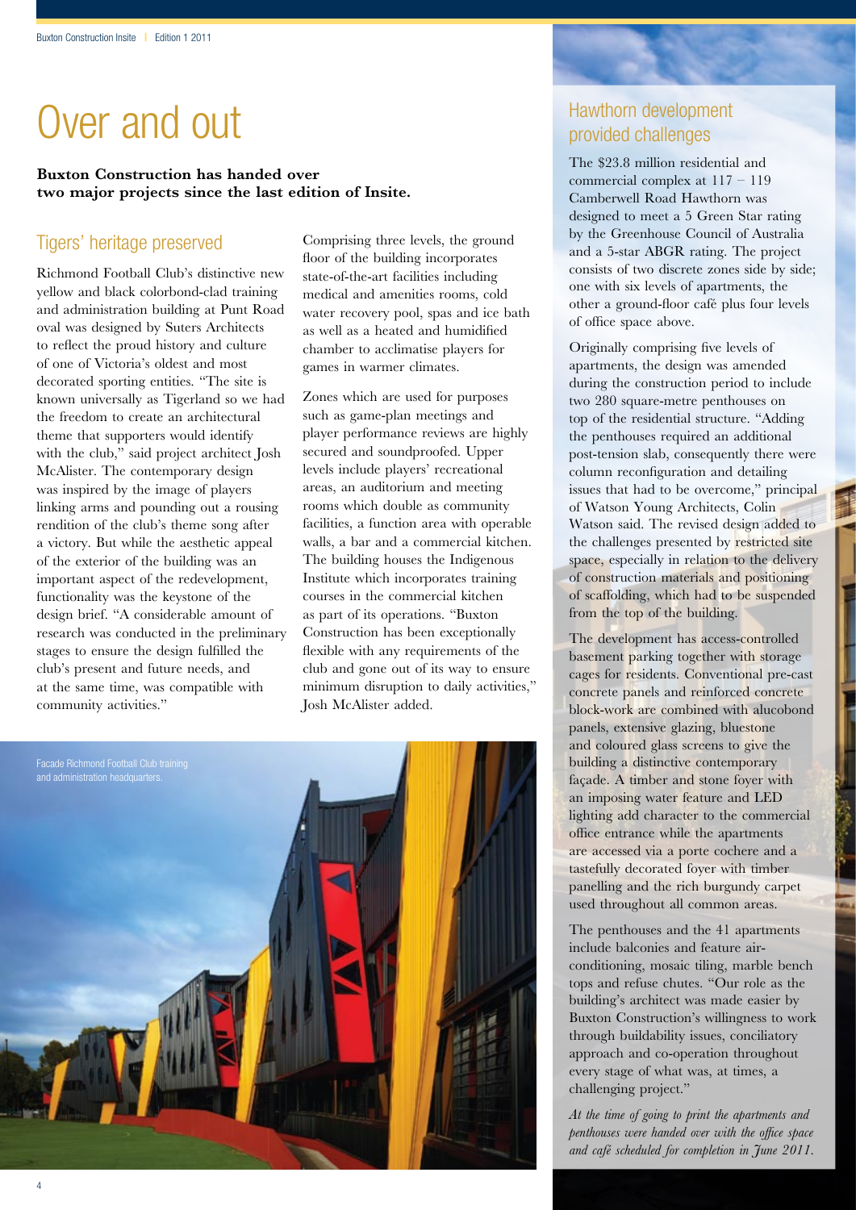# Over and out

**Buxton Construction has handed over two major projects since the last edition of Insite.**

## Tigers' heritage preserved

Richmond Football Club's distinctive new yellow and black colorbond-clad training and administration building at Punt Road oval was designed by Suters Architects to reflect the proud history and culture of one of Victoria's oldest and most decorated sporting entities. "The site is known universally as Tigerland so we had the freedom to create an architectural theme that supporters would identify with the club," said project architect Josh McAlister. The contemporary design was inspired by the image of players linking arms and pounding out a rousing rendition of the club's theme song after a victory. But while the aesthetic appeal of the exterior of the building was an important aspect of the redevelopment, functionality was the keystone of the design brief. "A considerable amount of research was conducted in the preliminary stages to ensure the design fulfilled the club's present and future needs, and at the same time, was compatible with community activities."

Comprising three levels, the ground floor of the building incorporates state-of-the-art facilities including medical and amenities rooms, cold water recovery pool, spas and ice bath as well as a heated and humidified chamber to acclimatise players for games in warmer climates.

Zones which are used for purposes such as game-plan meetings and player performance reviews are highly secured and soundproofed. Upper levels include players' recreational areas, an auditorium and meeting rooms which double as community facilities, a function area with operable walls, a bar and a commercial kitchen. The building houses the Indigenous Institute which incorporates training courses in the commercial kitchen as part of its operations. "Buxton Construction has been exceptionally flexible with any requirements of the club and gone out of its way to ensure minimum disruption to daily activities," Josh McAlister added.

Facade Richmond Football Club training and administration headquarters.

## Hawthorn development provided challenges

The $23.8 million residential and commercial complex at 117 – 119 Camberwell Road Hawthorn was designed to meet a 5 Green Star rating by the Greenhouse Council of Australia and a 5-star ABGR rating. The project consists of two discrete zones side by side; one with six levels of apartments, the other a ground-floor café plus four levels of office space above.

Originally comprising five levels of apartments, the design was amended during the construction period to include two 280 square-metre penthouses on top of the residential structure. "Adding the penthouses required an additional post-tension slab, consequently there were column reconfiguration and detailing issues that had to be overcome," principal of Watson Young Architects, Colin Watson said. The revised design added to the challenges presented by restricted site space, especially in relation to the delivery of construction materials and positioning of scaffolding, which had to be suspended from the top of the building.

The development has access-controlled basement parking together with storage cages for residents. Conventional pre-cast concrete panels and reinforced concrete block-work are combined with alucobond panels, extensive glazing, bluestone and coloured glass screens to give the building a distinctive contemporary façade. A timber and stone foyer with an imposing water feature and LED lighting add character to the commercial office entrance while the apartments are accessed via a porte cochere and a tastefully decorated foyer with timber panelling and the rich burgundy carpet used throughout all common areas.

The penthouses and the 41 apartments include balconies and feature air-conditioning, mosaic tiling, marble bench tops and refuse chutes. "Our role as the building's architect was made easier by Buxton Construction's willingness to work through buildability issues, conciliatory approach and co-operation throughout every stage of what was, at times, a challenging project."

*At the time of going to print the apartments and penthouses were handed over with the office space and café scheduled for completion in June 2011.*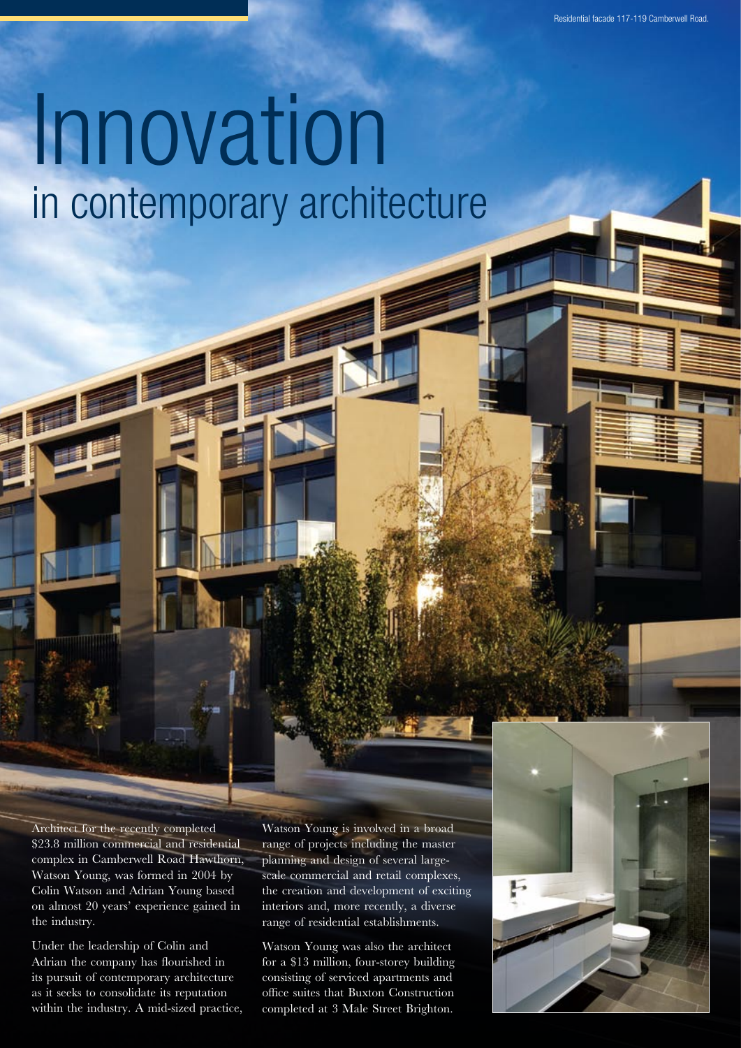Residential facade 117-119 Camberwell Road.

# Innovation
## in contemporary architecture

Architect for the recently completed $23.8 million commercial and residential complex in Camberwell Road Hawthorn, Watson Young, was formed in 2004 by Colin Watson and Adrian Young based on almost 20 years' experience gained in the industry.

Under the leadership of Colin and Adrian the company has flourished in its pursuit of contemporary architecture as it seeks to consolidate its reputation within the industry. A mid-sized practice, Watson Young is involved in a broad range of projects including the master planning and design of several large-scale commercial and retail complexes, the creation and development of exciting interiors and, more recently, a diverse range of residential establishments.

Watson Young was also the architect for a $13 million, four-storey building consisting of serviced apartments and office suites that Buxton Construction completed at 3 Male Street Brighton.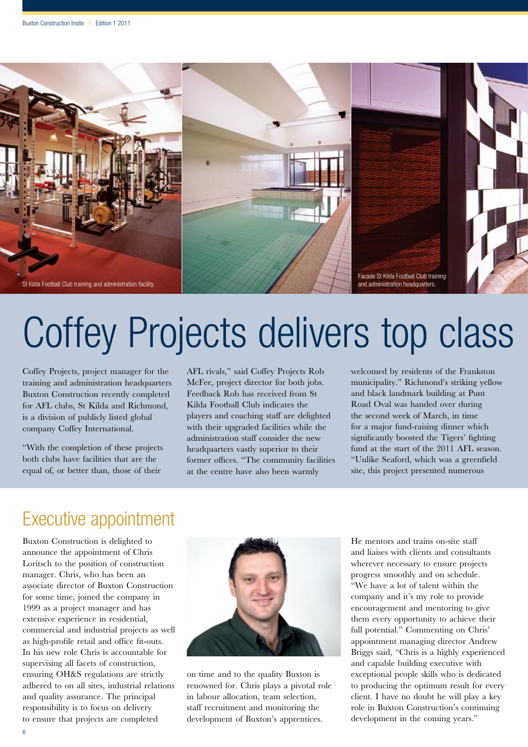St Kilda Football Club training and administration facility.

Facade St Kilda Football Club training and administration headquarters.

# Coffey Projects delivers top class

Coffey Projects, project manager for the training and administration headquarters Buxton Construction recently completed for AFL clubs, St Kilda and Richmond, is a division of publicly listed global company Coffey International.

"With the completion of these projects both clubs have facilities that are the equal of, or better than, those of their AFL rivals," said Coffey Projects Rob McFee, project director for both jobs. Feedback Rob has received from St Kilda Football Club indicates the players and coaching staff are delighted with their upgraded facilities while the administration staff consider the new headquarters vastly superior to their former offices. "The community facilities at the centre have also been warmly welcomed by residents of the Frankston municipality." Richmond's striking yellow and black landmark building at Punt Road Oval was handed over during the second week of March, in time for a major fund-raising dinner which significantly boosted the Tigers' fighting fund at the start of the 2011 AFL season. "Unlike Seaford, which was a greenfield site, this project presented numerous

## Executive appointment

Buxton Construction is delighted to announce the appointment of Chris Loritsch to the position of construction manager. Chris, who has been an associate director of Buxton Construction for some time, joined the company in 1999 as a project manager and has extensive experience in residential, commercial and industrial projects as well as high-profile retail and office fit-outs. In his new role Chris is accountable for supervising all facets of construction, ensuring OH&S regulations are strictly adhered to on all sites, industrial relations and quality assurance. The principal responsibility is to focus on delivery to ensure that projects are completed on time and to the quality Buxton is renowned for. Chris plays a pivotal role in labour allocation, team selection, staff recruitment and monitoring the development of Buxton's apprentices. He mentors and trains on-site staff and liaises with clients and consultants wherever necessary to ensure projects progress smoothly and on schedule. "We have a lot of talent within the company and it's my role to provide encouragement and mentoring to give them every opportunity to achieve their full potential." Commenting on Chris' appointment managing director Andrew Briggs said, "Chris is a highly experienced and capable building executive with exceptional people skills who is dedicated to producing the optimum result for every client. I have no doubt he will play a key role in Buxton Construction's continuing development in the coming years."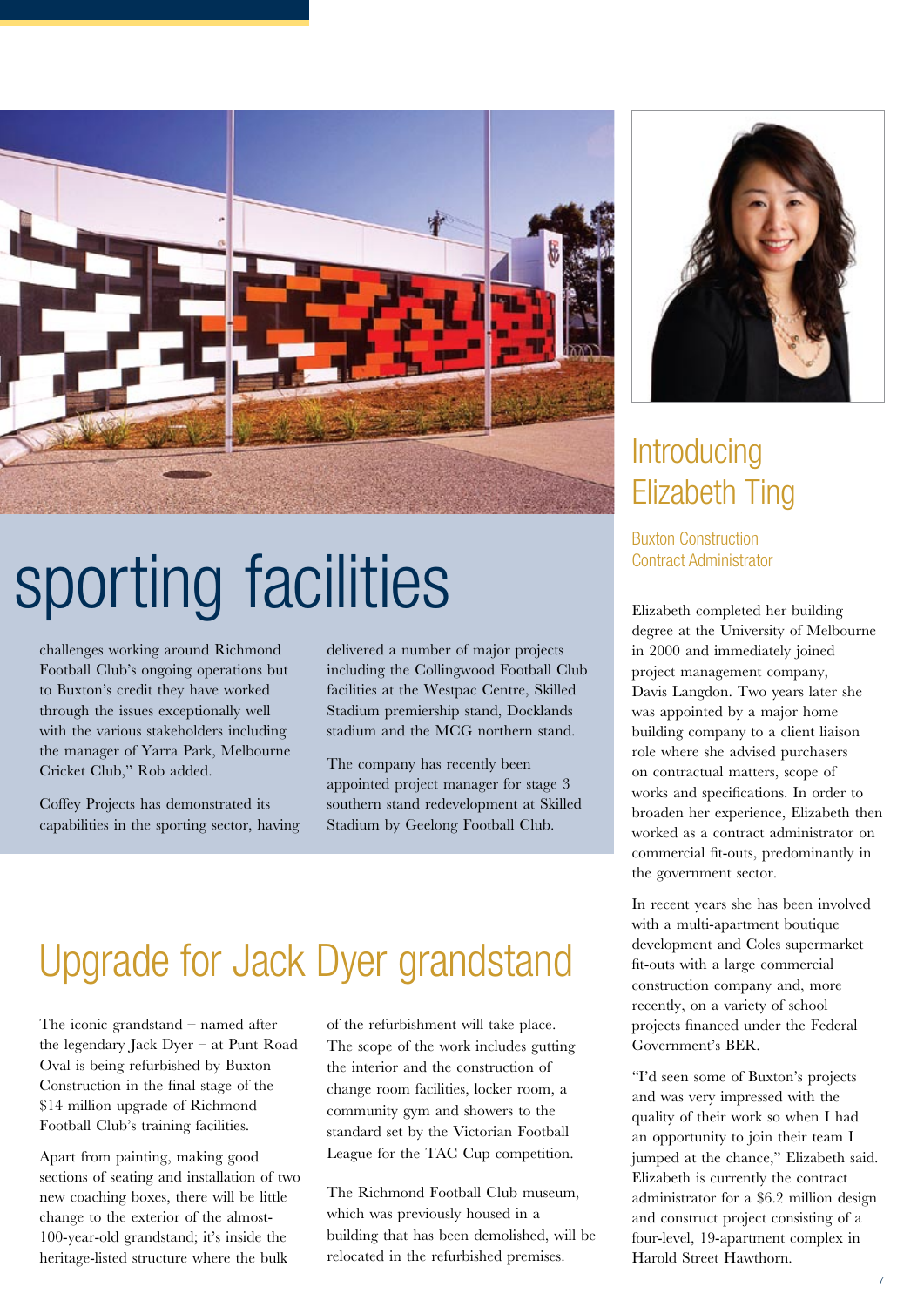# sporting facilities

challenges working around Richmond Football Club's ongoing operations but to Buxton's credit they have worked through the issues exceptionally well with the various stakeholders including the manager of Yarra Park, Melbourne Cricket Club," Rob added.

Coffey Projects has demonstrated its capabilities in the sporting sector, having delivered a number of major projects including the Collingwood Football Club facilities at the Westpac Centre, Skilled Stadium premiership stand, Docklands stadium and the MCG northern stand.

The company has recently been appointed project manager for stage 3 southern stand redevelopment at Skilled Stadium by Geelong Football Club.

# Upgrade for Jack Dyer grandstand

The iconic grandstand – named after the legendary Jack Dyer – at Punt Road Oval is being refurbished by Buxton Construction in the final stage of the $14 million upgrade of Richmond Football Club's training facilities.

Apart from painting, making good sections of seating and installation of two new coaching boxes, there will be little change to the exterior of the almost-100-year-old grandstand; it's inside the heritage-listed structure where the bulk of the refurbishment will take place. The scope of the work includes gutting the interior and the construction of change room facilities, locker room, a community gym and showers to the standard set by the Victorian Football League for the TAC Cup competition.

The Richmond Football Club museum, which was previously housed in a building that has been demolished, will be relocated in the refurbished premises.

# Introducing Elizabeth Ting

## Buxton Construction Contract Administrator

Elizabeth completed her building degree at the University of Melbourne in 2000 and immediately joined project management company, Davis Langdon. Two years later she was appointed by a major home building company to a client liaison role where she advised purchasers on contractual matters, scope of works and specifications. In order to broaden her experience, Elizabeth then worked as a contract administrator on commercial fit-outs, predominantly in the government sector.

In recent years she has been involved with a multi-apartment boutique development and Coles supermarket fit-outs with a large commercial construction company and, more recently, on a variety of school projects financed under the Federal Government's BER.

"I'd seen some of Buxton's projects and was very impressed with the quality of their work so when I had an opportunity to join their team I jumped at the chance," Elizabeth said. Elizabeth is currently the contract administrator for a $6.2 million design and construct project consisting of a four-level, 19-apartment complex in Harold Street Hawthorn.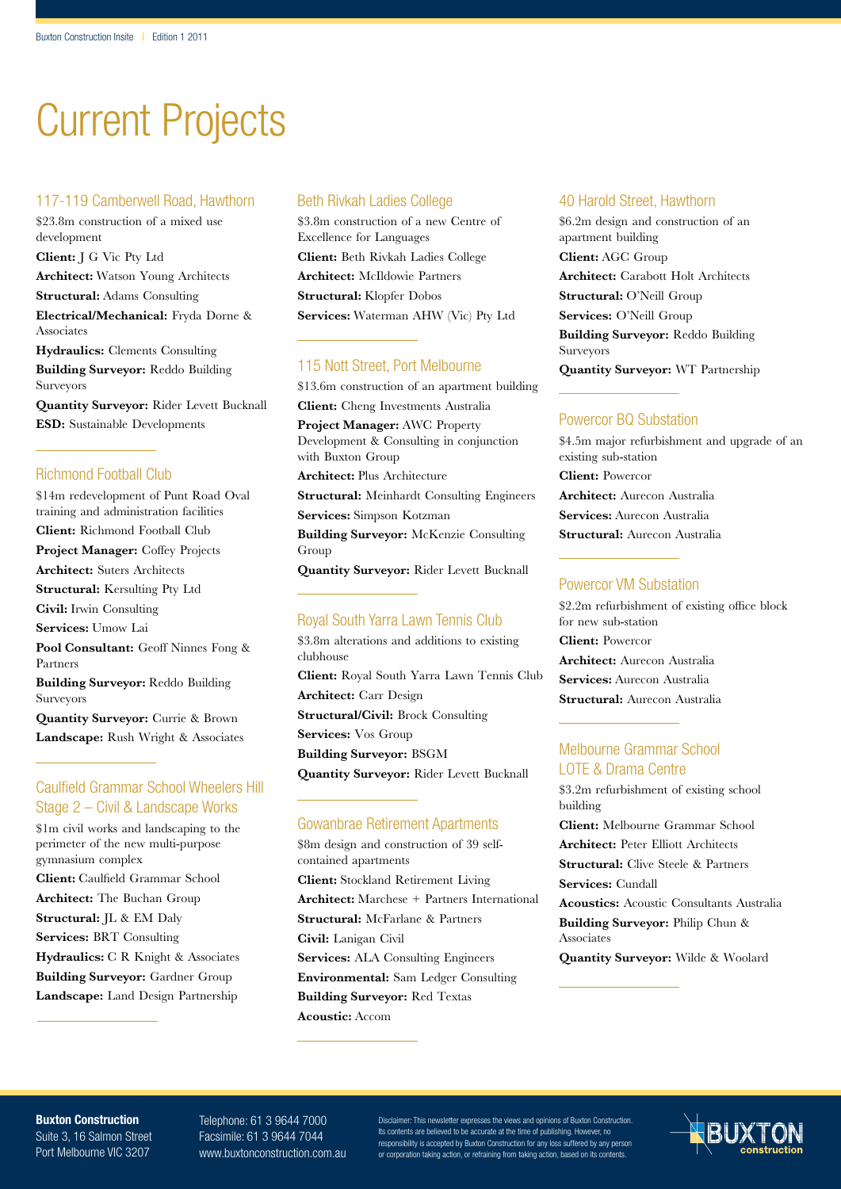# Current Projects

### 117-119 Camberwell Road, Hawthorn

$23.8m construction of a mixed use development

**Client:** J G Vic Pty Ltd
**Architect:** Watson Young Architects
**Structural:** Adams Consulting
**Electrical/Mechanical:** Fryda Dorne & Associates
**Hydraulics:** Clements Consulting
**Building Surveyor:** Reddo Building Surveyors
**Quantity Surveyor:** Rider Levett Bucknall
**ESD:** Sustainable Developments

### Richmond Football Club

$14m redevelopment of Punt Road Oval training and administration facilities

**Client:** Richmond Football Club
**Project Manager:** Coffey Projects
**Architect:** Suters Architects
**Structural:** Kersulting Pty Ltd
**Civil:** Irwin Consulting
**Services:** Umow Lai
**Pool Consultant:** Geoff Ninnes Fong & Partners
**Building Surveyor:** Reddo Building Surveyors
**Quantity Surveyor:** Currie & Brown
**Landscape:** Rush Wright & Associates

### Caulfield Grammar School Wheelers Hill Stage 2 – Civil & Landscape Works

$1m civil works and landscaping to the perimeter of the new multi-purpose gymnasium complex

**Client:** Caulfield Grammar School
**Architect:** The Buchan Group
**Structural:** JL & EM Daly
**Services:** BRT Consulting
**Hydraulics:** C R Knight & Associates
**Building Surveyor:** Gardner Group
**Landscape:** Land Design Partnership

### Beth Rivkah Ladies College

$3.8m construction of a new Centre of Excellence for Languages

**Client:** Beth Rivkah Ladies College
**Architect:** McIldowie Partners
**Structural:** Klopfer Dobos
**Services:** Waterman AHW (Vic) Pty Ltd

### 115 Nott Street, Port Melbourne

$13.6m construction of an apartment building

**Client:** Cheng Investments Australia
**Project Manager:** AWC Property Development & Consulting in conjunction with Buxton Group
**Architect:** Plus Architecture
**Structural:** Meinhardt Consulting Engineers
**Services:** Simpson Kotzman
**Building Surveyor:** McKenzie Consulting Group
**Quantity Surveyor:** Rider Levett Bucknall

### Royal South Yarra Lawn Tennis Club

$3.8m alterations and additions to existing clubhouse

**Client:** Royal South Yarra Lawn Tennis Club
**Architect:** Carr Design
**Structural/Civil:** Brock Consulting
**Services:** Vos Group
**Building Surveyor:** BSGM
**Quantity Surveyor:** Rider Levett Bucknall

### Gowanbrae Retirement Apartments

$8m design and construction of 39 self-contained apartments

**Client:** Stockland Retirement Living
**Architect:** Marchese + Partners International
**Structural:** McFarlane & Partners
**Civil:** Lanigan Civil
**Services:** ALA Consulting Engineers
**Environmental:** Sam Ledger Consulting
**Building Surveyor:** Red Textas
**Acoustic:** Accom

### 40 Harold Street, Hawthorn

$6.2m design and construction of an apartment building

**Client:** AGC Group
**Architect:** Carabott Holt Architects
**Structural:** O'Neill Group
**Services:** O'Neill Group
**Building Surveyor:** Reddo Building Surveyors
**Quantity Surveyor:** WT Partnership

### Powercor BQ Substation

$4.5m major refurbishment and upgrade of an existing sub-station

**Client:** Powercor
**Architect:** Aurecon Australia
**Services:** Aurecon Australia
**Structural:** Aurecon Australia

### Powercor VM Substation

$2.2m refurbishment of existing office block for new sub-station

**Client:** Powercor
**Architect:** Aurecon Australia
**Services:** Aurecon Australia
**Structural:** Aurecon Australia

### Melbourne Grammar School LOTE & Drama Centre

$3.2m refurbishment of existing school building

**Client:** Melbourne Grammar School
**Architect:** Peter Elliott Architects
**Structural:** Clive Steele & Partners
**Services:** Cundall
**Acoustics:** Acoustic Consultants Australia
**Building Surveyor:** Philip Chun & Associates
**Quantity Surveyor:** Wilde & Woolard

**Buxton Construction**
Suite 3, 16 Salmon Street
Port Melbourne VIC 3207

Telephone: 61 3 9644 7000
Facsimile: 61 3 9644 7044
www.buxtonconstruction.com.au

Disclaimer: This newsletter expresses the views and opinions of Buxton Construction. Its contents are believed to be accurate at the time of publishing. However, no responsibility is accepted by Buxton Construction for any loss suffered by any person or corporation taking action, or refraining from taking action, based on its contents.